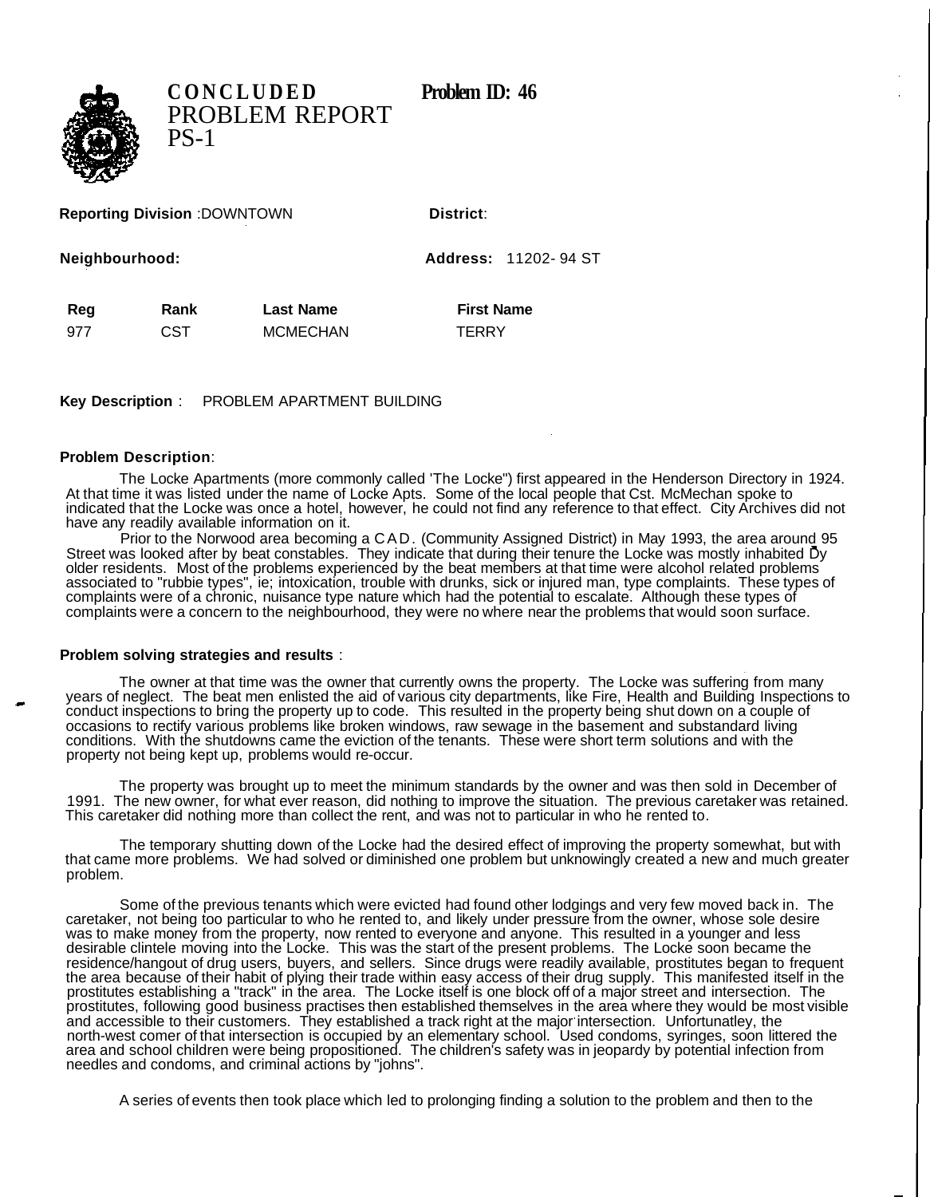# CONCLUDED PROBLEM REPORT PS-1

**Problem ID: 46**

**Reporting Division** :DOWNTOWN **District**:

**Neighbourhood:** **Address:** 11202- 94 ST

| Reg | Rank | Last Name | First Name |
|---|---|---|---|
| 977 | CST | MCMECHAN | TERRY |

**Key Description** : PROBLEM APARTMENT BUILDING

**Problem Description**:

The Locke Apartments (more commonly called 'The Locke") first appeared in the Henderson Directory in 1924. At that time it was listed under the name of Locke Apts. Some of the local people that Cst. McMechan spoke to indicated that the Locke was once a hotel, however, he could not find any reference to that effect. City Archives did not have any readily available information on it.

Prior to the Norwood area becoming a CAD. (Community Assigned District) in May 1993, the area around 95 Street was looked after by beat constables. They indicate that during their tenure the Locke was mostly inhabited by older residents. Most of the problems experienced by the beat members at that time were alcohol related problems associated to "rubbie types", ie; intoxication, trouble with drunks, sick or injured man, type complaints. These types of complaints were of a chronic, nuisance type nature which had the potential to escalate. Although these types of complaints were a concern to the neighbourhood, they were no where near the problems that would soon surface.

**Problem solving strategies and results** :

The owner at that time was the owner that currently owns the property. The Locke was suffering from many years of neglect. The beat men enlisted the aid of various city departments, like Fire, Health and Building Inspections to conduct inspections to bring the property up to code. This resulted in the property being shut down on a couple of occasions to rectify various problems like broken windows, raw sewage in the basement and substandard living conditions. With the shutdowns came the eviction of the tenants. These were short term solutions and with the property not being kept up, problems would re-occur.

The property was brought up to meet the minimum standards by the owner and was then sold in December of 1991. The new owner, for what ever reason, did nothing to improve the situation. The previous caretaker was retained. This caretaker did nothing more than collect the rent, and was not to particular in who he rented to.

The temporary shutting down of the Locke had the desired effect of improving the property somewhat, but with that came more problems. We had solved or diminished one problem but unknowingly created a new and much greater problem.

Some of the previous tenants which were evicted had found other lodgings and very few moved back in. The caretaker, not being too particular to who he rented to, and likely under pressure from the owner, whose sole desire was to make money from the property, now rented to everyone and anyone. This resulted in a younger and less desirable clintele moving into the Locke. This was the start of the present problems. The Locke soon became the residence/hangout of drug users, buyers, and sellers. Since drugs were readily available, prostitutes began to frequent the area because of their habit of plying their trade within easy access of their drug supply. This manifested itself in the prostitutes establishing a "track" in the area. The Locke itself is one block off of a major street and intersection. The prostitutes, following good business practises then established themselves in the area where they would be most visible and accessible to their customers. They established a track right at the major intersection. Unfortunatley, the north-west comer of that intersection is occupied by an elementary school. Used condoms, syringes, soon littered the area and school children were being propositioned. The children's safety was in jeopardy by potential infection from needles and condoms, and criminal actions by "johns".

A series of events then took place which led to prolonging finding a solution to the problem and then to the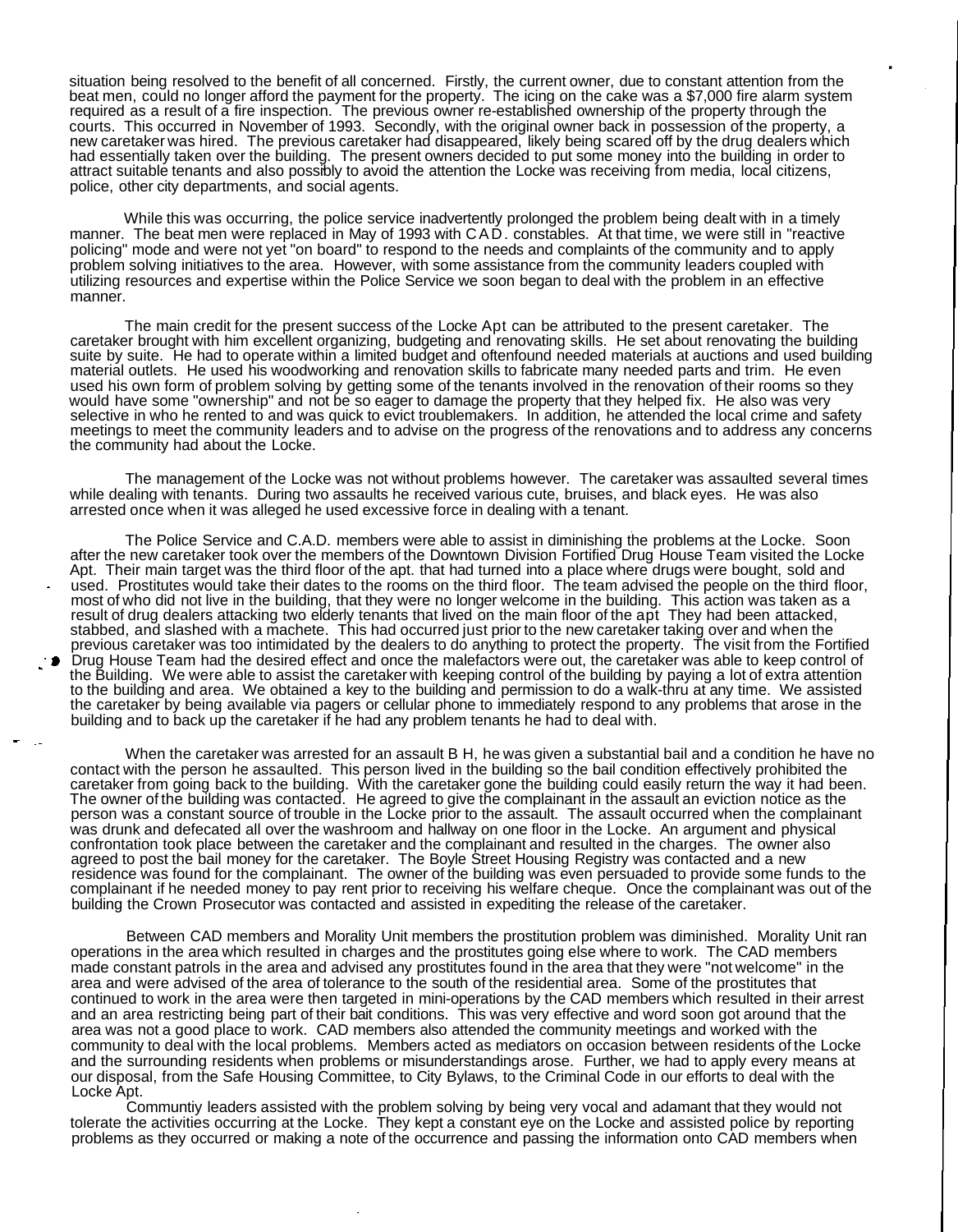situation being resolved to the benefit of all concerned. Firstly, the current owner, due to constant attention from the beat men, could no longer afford the payment for the property. The icing on the cake was a $7,000 fire alarm system required as a result of a fire inspection. The previous owner re-established ownership of the property through the courts. This occurred in November of 1993. Secondly, with the original owner back in possession of the property, a new caretaker was hired. The previous caretaker had disappeared, likely being scared off by the drug dealers which had essentially taken over the building. The present owners decided to put some money into the building in order to attract suitable tenants and also possibly to avoid the attention the Locke was receiving from media, local citizens, police, other city departments, and social agents.

While this was occurring, the police service inadvertently prolonged the problem being dealt with in a timely manner. The beat men were replaced in May of 1993 with C A D . constables. At that time, we were still in "reactive policing" mode and were not yet "on board" to respond to the needs and complaints of the community and to apply problem solving initiatives to the area. However, with some assistance from the community leaders coupled with utilizing resources and expertise within the Police Service we soon began to deal with the problem in an effective manner.

The main credit for the present success of the Locke Apt can be attributed to the present caretaker. The caretaker brought with him excellent organizing, budgeting and renovating skills. He set about renovating the building suite by suite. He had to operate within a limited budget and oftenfound needed materials at auctions and used building material outlets. He used his woodworking and renovation skills to fabricate many needed parts and trim. He even used his own form of problem solving by getting some of the tenants involved in the renovation of their rooms so they would have some "ownership" and not be so eager to damage the property that they helped fix. He also was very selective in who he rented to and was quick to evict troublemakers. In addition, he attended the local crime and safety meetings to meet the community leaders and to advise on the progress of the renovations and to address any concerns the community had about the Locke.

The management of the Locke was not without problems however. The caretaker was assaulted several times while dealing with tenants. During two assaults he received various cute, bruises, and black eyes. He was also arrested once when it was alleged he used excessive force in dealing with a tenant.

The Police Service and C.A.D. members were able to assist in diminishing the problems at the Locke. Soon after the new caretaker took over the members of the Downtown Division Fortified Drug House Team visited the Locke Apt. Their main target was the third floor of the apt. that had turned into a place where drugs were bought, sold and used. Prostitutes would take their dates to the rooms on the third floor. The team advised the people on the third floor, most of who did not live in the building, that they were no longer welcome in the building. This action was taken as a result of drug dealers attacking two elderly tenants that lived on the main floor of the apt They had been attacked, stabbed, and slashed with a machete. This had occurred just prior to the new caretaker taking over and when the previous caretaker was too intimidated by the dealers to do anything to protect the property. The visit from the Fortified Drug House Team had the desired effect and once the malefactors were out, the caretaker was able to keep control of the Building. We were able to assist the caretaker with keeping control of the building by paying a lot of extra attention to the building and area. We obtained a key to the building and permission to do a walk-thru at any time. We assisted the caretaker by being available via pagers or cellular phone to immediately respond to any problems that arose in the building and to back up the caretaker if he had any problem tenants he had to deal with.

When the caretaker was arrested for an assault B H, he was given a substantial bail and a condition he have no contact with the person he assaulted. This person lived in the building so the bail condition effectively prohibited the caretaker from going back to the building. With the caretaker gone the building could easily return the way it had been. The owner of the building was contacted. He agreed to give the complainant in the assault an eviction notice as the person was a constant source of trouble in the Locke prior to the assault. The assault occurred when the complainant was drunk and defecated all over the washroom and hallway on one floor in the Locke. An argument and physical confrontation took place between the caretaker and the complainant and resulted in the charges. The owner also agreed to post the bail money for the caretaker. The Boyle Street Housing Registry was contacted and a new residence was found for the complainant. The owner of the building was even persuaded to provide some funds to the complainant if he needed money to pay rent prior to receiving his welfare cheque. Once the complainant was out of the building the Crown Prosecutor was contacted and assisted in expediting the release of the caretaker.

Between CAD members and Morality Unit members the prostitution problem was diminished. Morality Unit ran operations in the area which resulted in charges and the prostitutes going else where to work. The CAD members made constant patrols in the area and advised any prostitutes found in the area that they were "not welcome" in the area and were advised of the area of tolerance to the south of the residential area. Some of the prostitutes that continued to work in the area were then targeted in mini-operations by the CAD members which resulted in their arrest and an area restricting being part of their bait conditions. This was very effective and word soon got around that the area was not a good place to work. CAD members also attended the community meetings and worked with the community to deal with the local problems. Members acted as mediators on occasion between residents of the Locke and the surrounding residents when problems or misunderstandings arose. Further, we had to apply every means at our disposal, from the Safe Housing Committee, to City Bylaws, to the Criminal Code in our efforts to deal with the Locke Apt.

Communtiy leaders assisted with the problem solving by being very vocal and adamant that they would not tolerate the activities occurring at the Locke. They kept a constant eye on the Locke and assisted police by reporting problems as they occurred or making a note of the occurrence and passing the information onto CAD members when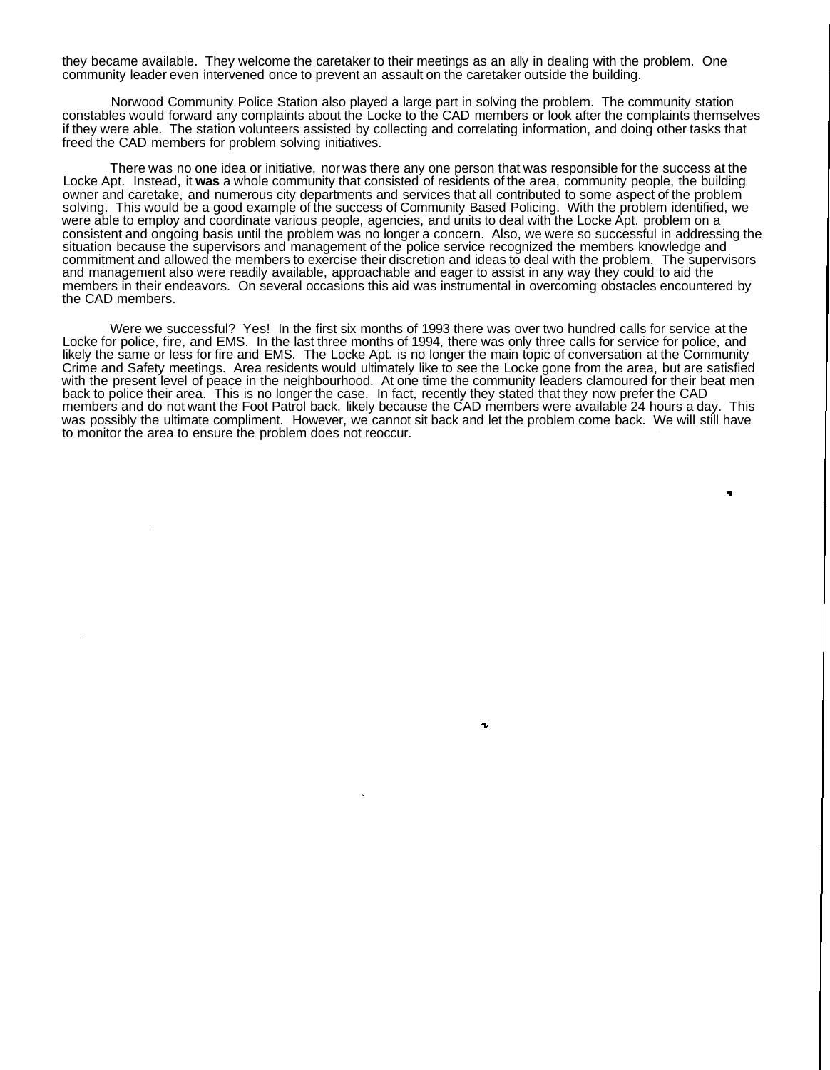they became available. They welcome the caretaker to their meetings as an ally in dealing with the problem. One community leader even intervened once to prevent an assault on the caretaker outside the building.

Norwood Community Police Station also played a large part in solving the problem. The community station constables would forward any complaints about the Locke to the CAD members or look after the complaints themselves if they were able. The station volunteers assisted by collecting and correlating information, and doing other tasks that freed the CAD members for problem solving initiatives.

There was no one idea or initiative, nor was there any one person that was responsible for the success at the Locke Apt. Instead, it **was** a whole community that consisted of residents of the area, community people, the building owner and caretake, and numerous city departments and services that all contributed to some aspect of the problem solving. This would be a good example of the success of Community Based Policing. With the problem identified, we were able to employ and coordinate various people, agencies, and units to deal with the Locke Apt. problem on a consistent and ongoing basis until the problem was no longer a concern. Also, we were so successful in addressing the situation because the supervisors and management of the police service recognized the members knowledge and commitment and allowed the members to exercise their discretion and ideas to deal with the problem. The supervisors and management also were readily available, approachable and eager to assist in any way they could to aid the members in their endeavors. On several occasions this aid was instrumental in overcoming obstacles encountered by the CAD members.

Were we successful? Yes! In the first six months of 1993 there was over two hundred calls for service at the Locke for police, fire, and EMS. In the last three months of 1994, there was only three calls for service for police, and likely the same or less for fire and EMS. The Locke Apt. is no longer the main topic of conversation at the Community Crime and Safety meetings. Area residents would ultimately like to see the Locke gone from the area, but are satisfied with the present level of peace in the neighbourhood. At one time the community leaders clamoured for their beat men back to police their area. This is no longer the case. In fact, recently they stated that they now prefer the CAD members and do not want the Foot Patrol back, likely because the CAD members were available 24 hours a day. This was possibly the ultimate compliment. However, we cannot sit back and let the problem come back. We will still have to monitor the area to ensure the problem does not reoccur.